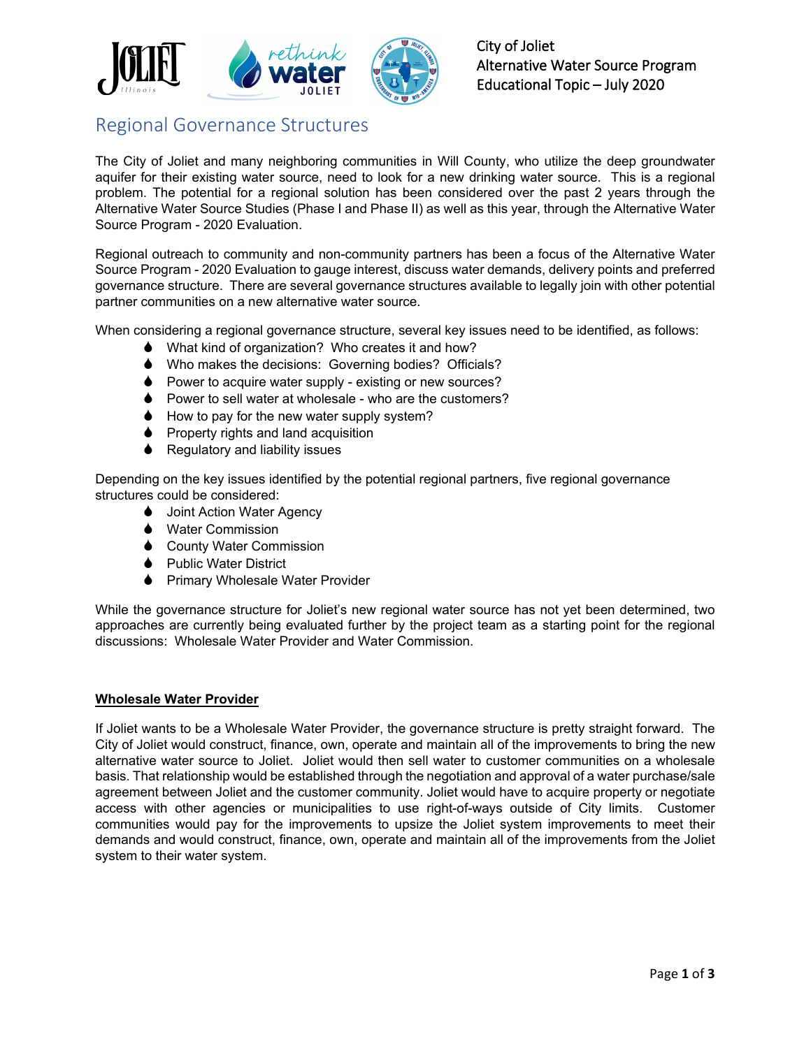City of Joliet
Alternative Water Source Program
Educational Topic – July 2020

# Regional Governance Structures

The City of Joliet and many neighboring communities in Will County, who utilize the deep groundwater aquifer for their existing water source, need to look for a new drinking water source. This is a regional problem. The potential for a regional solution has been considered over the past 2 years through the Alternative Water Source Studies (Phase I and Phase II) as well as this year, through the Alternative Water Source Program - 2020 Evaluation.

Regional outreach to community and non-community partners has been a focus of the Alternative Water Source Program - 2020 Evaluation to gauge interest, discuss water demands, delivery points and preferred governance structure. There are several governance structures available to legally join with other potential partner communities on a new alternative water source.

When considering a regional governance structure, several key issues need to be identified, as follows:

- What kind of organization? Who creates it and how?
- Who makes the decisions: Governing bodies? Officials?
- Power to acquire water supply - existing or new sources?
- Power to sell water at wholesale - who are the customers?
- How to pay for the new water supply system?
- Property rights and land acquisition
- Regulatory and liability issues

Depending on the key issues identified by the potential regional partners, five regional governance structures could be considered:

- Joint Action Water Agency
- Water Commission
- County Water Commission
- Public Water District
- Primary Wholesale Water Provider

While the governance structure for Joliet's new regional water source has not yet been determined, two approaches are currently being evaluated further by the project team as a starting point for the regional discussions: Wholesale Water Provider and Water Commission.

## Wholesale Water Provider

If Joliet wants to be a Wholesale Water Provider, the governance structure is pretty straight forward. The City of Joliet would construct, finance, own, operate and maintain all of the improvements to bring the new alternative water source to Joliet. Joliet would then sell water to customer communities on a wholesale basis. That relationship would be established through the negotiation and approval of a water purchase/sale agreement between Joliet and the customer community. Joliet would have to acquire property or negotiate access with other agencies or municipalities to use right-of-ways outside of City limits. Customer communities would pay for the improvements to upsize the Joliet system improvements to meet their demands and would construct, finance, own, operate and maintain all of the improvements from the Joliet system to their water system.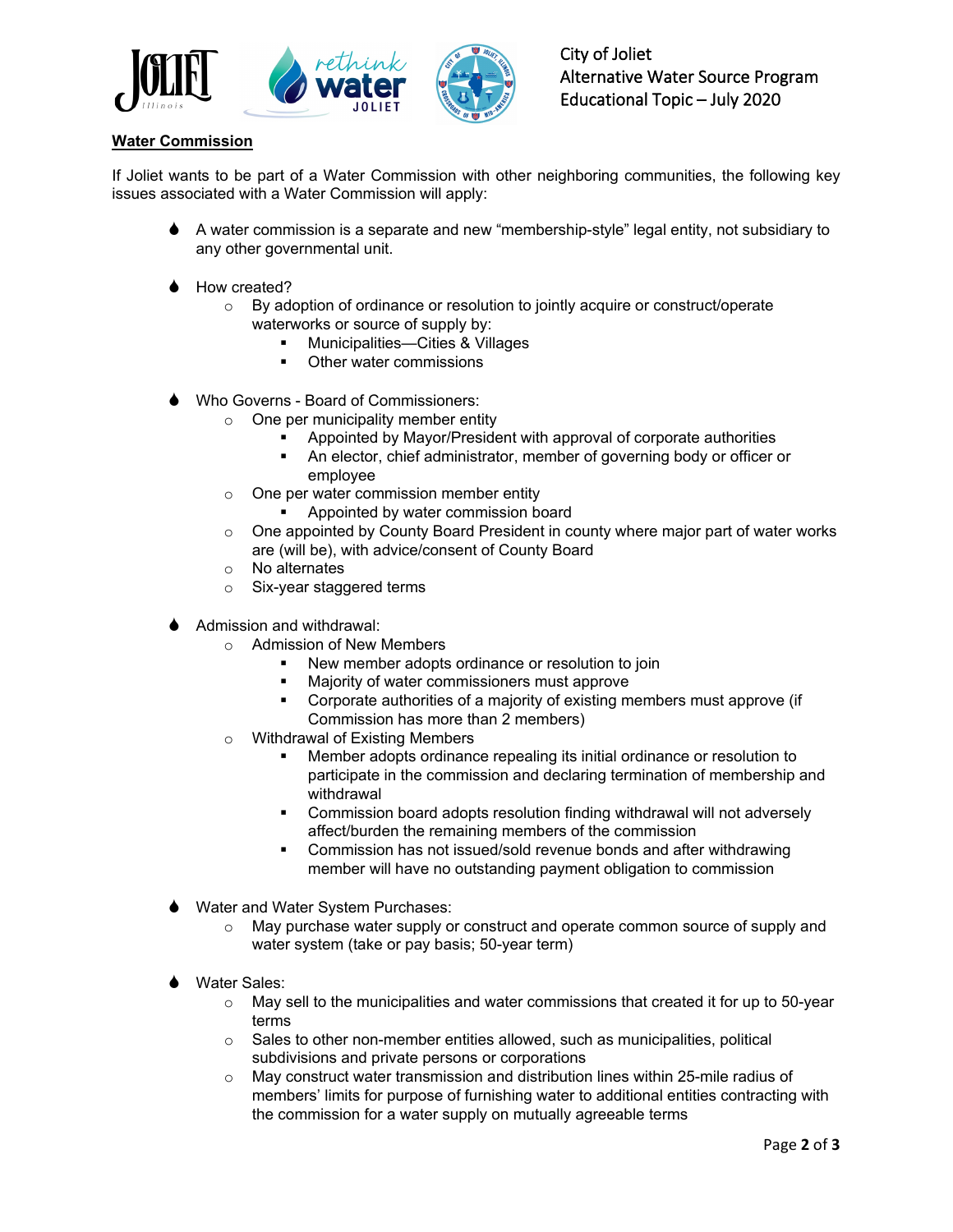## Water Commission

If Joliet wants to be part of a Water Commission with other neighboring communities, the following key issues associated with a Water Commission will apply:

- A water commission is a separate and new "membership-style" legal entity, not subsidiary to any other governmental unit.

- How created?
  - By adoption of ordinance or resolution to jointly acquire or construct/operate waterworks or source of supply by:
    - Municipalities—Cities & Villages
    - Other water commissions

- Who Governs - Board of Commissioners:
  - One per municipality member entity
    - Appointed by Mayor/President with approval of corporate authorities
    - An elector, chief administrator, member of governing body or officer or employee
  - One per water commission member entity
    - Appointed by water commission member board
  - One appointed by County Board President in county where major part of water works are (will be), with advice/consent of County Board
  - No alternates
  - Six-year staggered terms

- Admission and withdrawal:
  - Admission of New Members
    - New member adopts ordinance or resolution to join
    - Majority of water commissioners must approve
    - Corporate authorities of a majority of existing members must approve (if Commission has more than 2 members)
  - Withdrawal of Existing Members
    - Member adopts ordinance repealing its initial ordinance or resolution to participate in the commission and declaring termination of membership and withdrawal
    - Commission board adopts resolution finding withdrawal will not adversely affect/burden the remaining members of the commission
    - Commission has not issued/sold revenue bonds and after withdrawing member will have no outstanding payment obligation to commission

- Water and Water System Purchases:
  - May purchase water supply or construct and operate common source of supply and water system (take or pay basis; 50-year term)

- Water Sales:
  - May sell to the municipalities and water commissions that created it for up to 50-year terms
  - Sales to other non-member entities allowed, such as municipalities, political subdivisions and private persons or corporations
  - May construct water transmission and distribution lines within 25-mile radius of members' limits for purpose of furnishing water to additional entities contracting with the commission for a water supply on mutually agreeable terms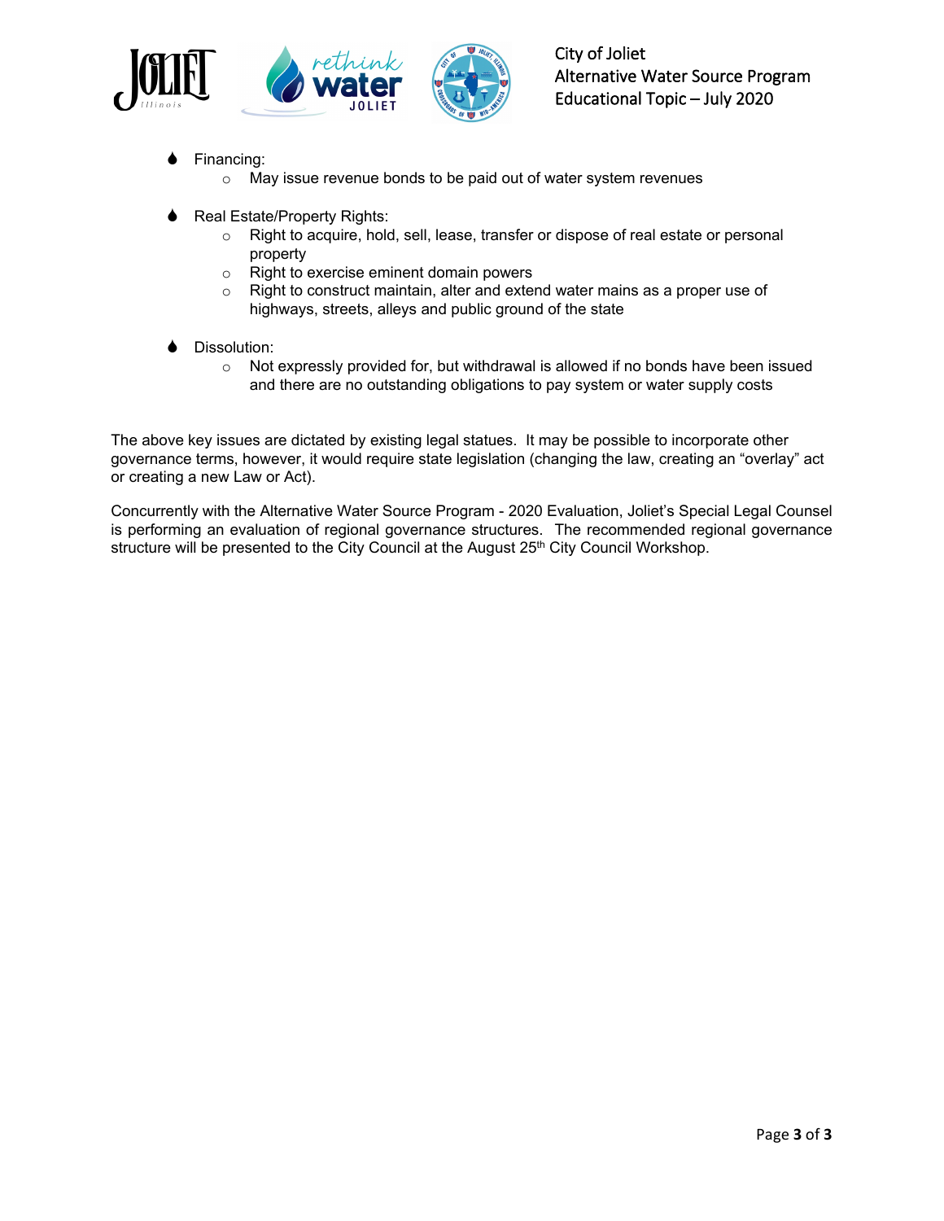- Financing:
  - May issue revenue bonds to be paid out of water system revenues

- Real Estate/Property Rights:
  - Right to acquire, hold, sell, lease, transfer or dispose of real estate or personal property
  - Right to exercise eminent domain powers
  - Right to construct maintain, alter and extend water mains as a proper use of highways, streets, alleys and public ground of the state

- Dissolution:
  - Not expressly provided for, but withdrawal is allowed if no bonds have been issued and there are no outstanding obligations to pay system or water supply costs

The above key issues are dictated by existing legal statues. It may be possible to incorporate other governance terms, however, it would require state legislation (changing the law, creating an "overlay" act or creating a new Law or Act).

Concurrently with the Alternative Water Source Program - 2020 Evaluation, Joliet's Special Legal Counsel is performing an evaluation of regional governance structures. The recommended regional governance structure will be presented to the City Council at the August 25th City Council Workshop.